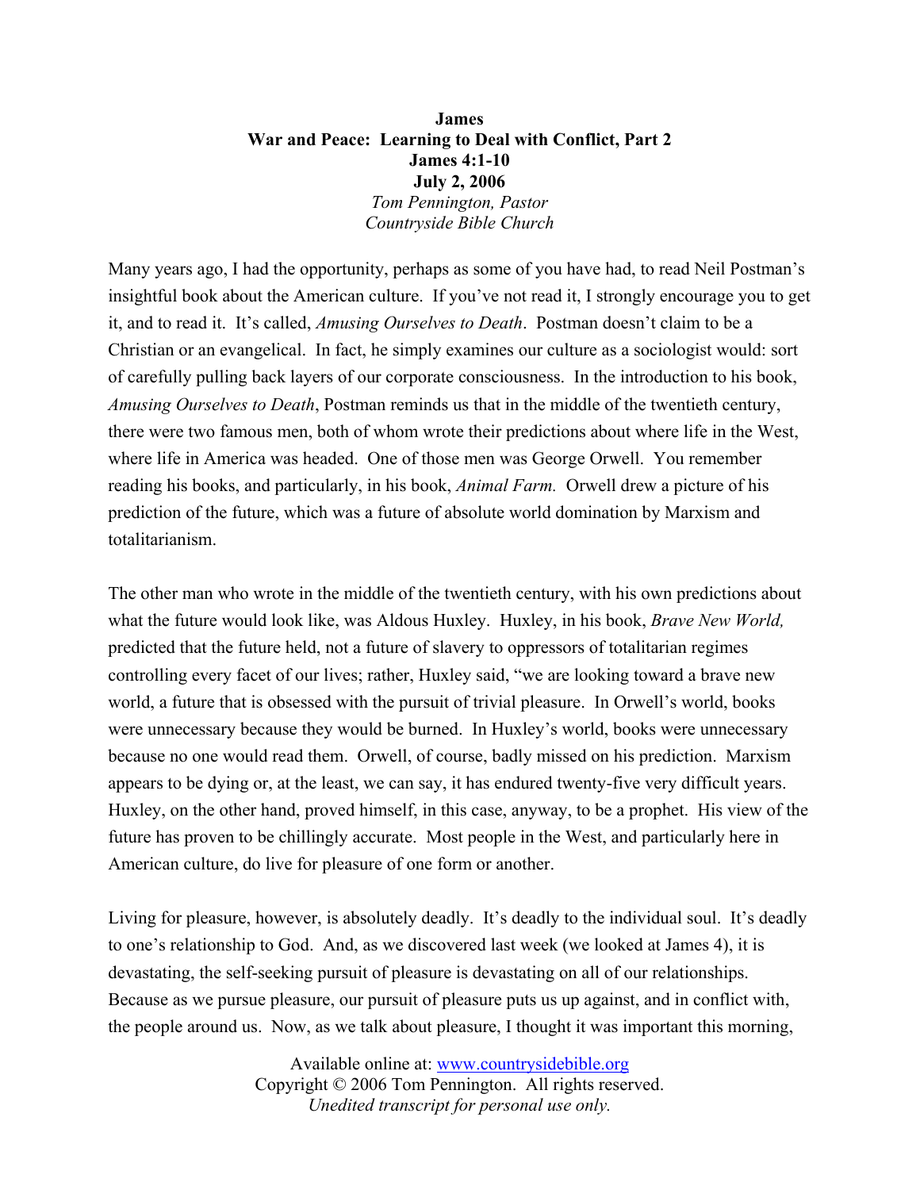**James**
**War and Peace: Learning to Deal with Conflict, Part 2**
**James 4:1-10**
**July 2, 2006**
*Tom Pennington, Pastor*
*Countryside Bible Church*

Many years ago, I had the opportunity, perhaps as some of you have had, to read Neil Postman's insightful book about the American culture. If you've not read it, I strongly encourage you to get it, and to read it. It's called, *Amusing Ourselves to Death*. Postman doesn't claim to be a Christian or an evangelical. In fact, he simply examines our culture as a sociologist would: sort of carefully pulling back layers of our corporate consciousness. In the introduction to his book, *Amusing Ourselves to Death*, Postman reminds us that in the middle of the twentieth century, there were two famous men, both of whom wrote their predictions about where life in the West, where life in America was headed. One of those men was George Orwell. You remember reading his books, and particularly, in his book, *Animal Farm.* Orwell drew a picture of his prediction of the future, which was a future of absolute world domination by Marxism and totalitarianism.

The other man who wrote in the middle of the twentieth century, with his own predictions about what the future would look like, was Aldous Huxley. Huxley, in his book, *Brave New World,* predicted that the future held, not a future of slavery to oppressors of totalitarian regimes controlling every facet of our lives; rather, Huxley said, "we are looking toward a brave new world, a future that is obsessed with the pursuit of trivial pleasure. In Orwell's world, books were unnecessary because they would be burned. In Huxley's world, books were unnecessary because no one would read them. Orwell, of course, badly missed on his prediction. Marxism appears to be dying or, at the least, we can say, it has endured twenty-five very difficult years. Huxley, on the other hand, proved himself, in this case, anyway, to be a prophet. His view of the future has proven to be chillingly accurate. Most people in the West, and particularly here in American culture, do live for pleasure of one form or another.

Living for pleasure, however, is absolutely deadly. It's deadly to the individual soul. It's deadly to one's relationship to God. And, as we discovered last week (we looked at James 4), it is devastating, the self-seeking pursuit of pleasure is devastating on all of our relationships. Because as we pursue pleasure, our pursuit of pleasure puts us up against, and in conflict with, the people around us. Now, as we talk about pleasure, I thought it was important this morning,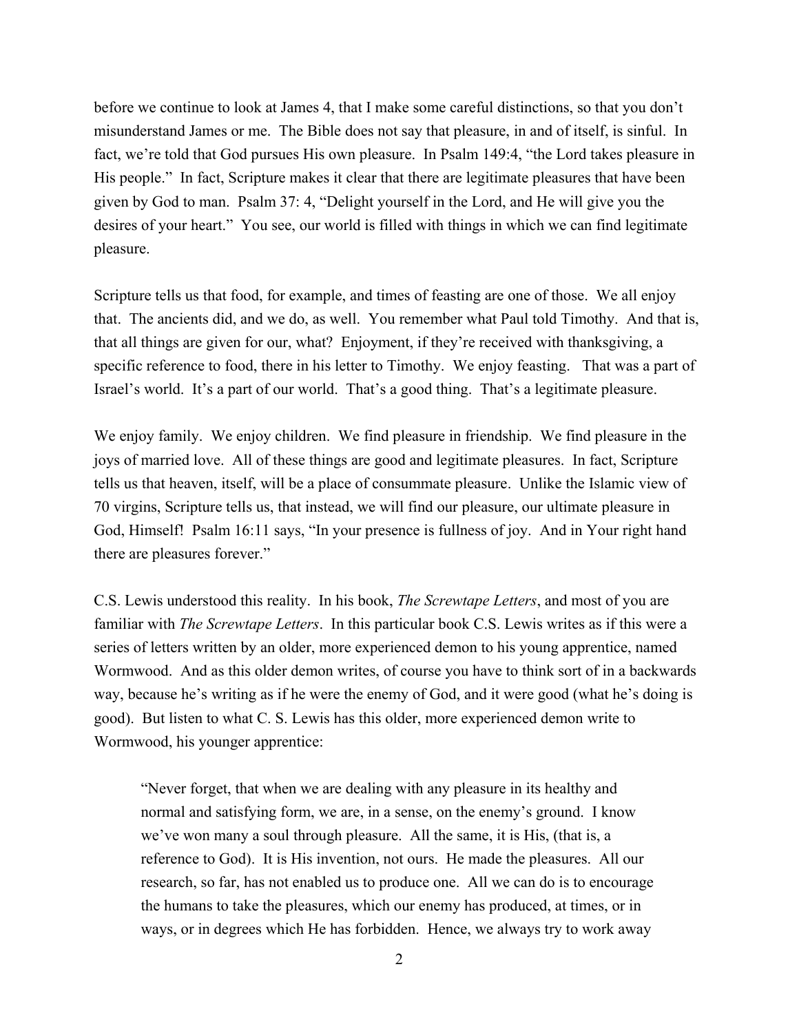before we continue to look at James 4, that I make some careful distinctions, so that you don't misunderstand James or me. The Bible does not say that pleasure, in and of itself, is sinful. In fact, we're told that God pursues His own pleasure. In Psalm 149:4, "the Lord takes pleasure in His people." In fact, Scripture makes it clear that there are legitimate pleasures that have been given by God to man. Psalm 37: 4, "Delight yourself in the Lord, and He will give you the desires of your heart." You see, our world is filled with things in which we can find legitimate pleasure.

Scripture tells us that food, for example, and times of feasting are one of those. We all enjoy that. The ancients did, and we do, as well. You remember what Paul told Timothy. And that is, that all things are given for our, what? Enjoyment, if they're received with thanksgiving, a specific reference to food, there in his letter to Timothy. We enjoy feasting. That was a part of Israel's world. It's a part of our world. That's a good thing. That's a legitimate pleasure.

We enjoy family. We enjoy children. We find pleasure in friendship. We find pleasure in the joys of married love. All of these things are good and legitimate pleasures. In fact, Scripture tells us that heaven, itself, will be a place of consummate pleasure. Unlike the Islamic view of 70 virgins, Scripture tells us, that instead, we will find our pleasure, our ultimate pleasure in God, Himself! Psalm 16:11 says, "In your presence is fullness of joy. And in Your right hand there are pleasures forever."

C.S. Lewis understood this reality. In his book, *The Screwtape Letters*, and most of you are familiar with *The Screwtape Letters*. In this particular book C.S. Lewis writes as if this were a series of letters written by an older, more experienced demon to his young apprentice, named Wormwood. And as this older demon writes, of course you have to think sort of in a backwards way, because he's writing as if he were the enemy of God, and it were good (what he's doing is good). But listen to what C. S. Lewis has this older, more experienced demon write to Wormwood, his younger apprentice:

> "Never forget, that when we are dealing with any pleasure in its healthy and normal and satisfying form, we are, in a sense, on the enemy's ground. I know we've won many a soul through pleasure. All the same, it is His, (that is, a reference to God). It is His invention, not ours. He made the pleasures. All our research, so far, has not enabled us to produce one. All we can do is to encourage the humans to take the pleasures, which our enemy has produced, at times, or in ways, or in degrees which He has forbidden. Hence, we always try to work away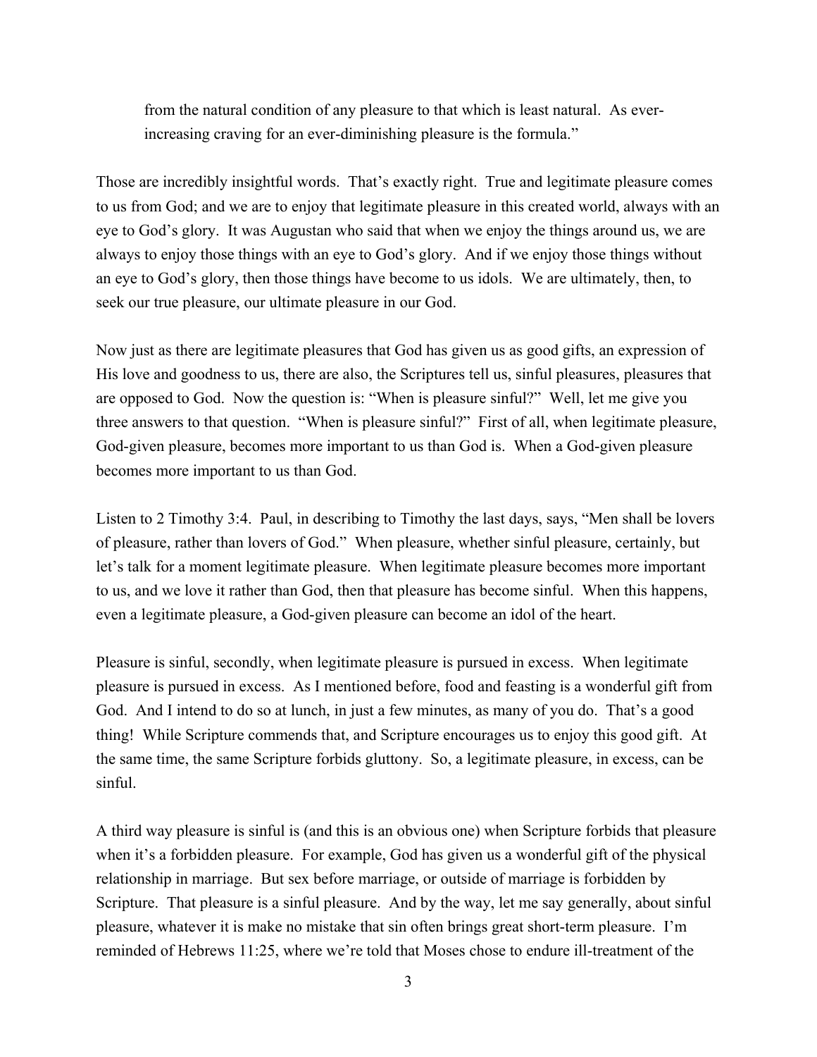> from the natural condition of any pleasure to that which is least natural. As ever-increasing craving for an ever-diminishing pleasure is the formula."

Those are incredibly insightful words. That's exactly right. True and legitimate pleasure comes to us from God; and we are to enjoy that legitimate pleasure in this created world, always with an eye to God's glory. It was Augustan who said that when we enjoy the things around us, we are always to enjoy those things with an eye to God's glory. And if we enjoy those things without an eye to God's glory, then those things have become to us idols. We are ultimately, then, to seek our true pleasure, our ultimate pleasure in our God.

Now just as there are legitimate pleasures that God has given us as good gifts, an expression of His love and goodness to us, there are also, the Scriptures tell us, sinful pleasures, pleasures that are opposed to God. Now the question is: "When is pleasure sinful?" Well, let me give you three answers to that question. "When is pleasure sinful?" First of all, when legitimate pleasure, God-given pleasure, becomes more important to us than God is. When a God-given pleasure becomes more important to us than God.

Listen to 2 Timothy 3:4. Paul, in describing to Timothy the last days, says, "Men shall be lovers of pleasure, rather than lovers of God." When pleasure, whether sinful pleasure, certainly, but let's talk for a moment legitimate pleasure. When legitimate pleasure becomes more important to us, and we love it rather than God, then that pleasure has become sinful. When this happens, even a legitimate pleasure, a God-given pleasure can become an idol of the heart.

Pleasure is sinful, secondly, when legitimate pleasure is pursued in excess. When legitimate pleasure is pursued in excess. As I mentioned before, food and feasting is a wonderful gift from God. And I intend to do so at lunch, in just a few minutes, as many of you do. That's a good thing! While Scripture commends that, and Scripture encourages us to enjoy this good gift. At the same time, the same Scripture forbids gluttony. So, a legitimate pleasure, in excess, can be sinful.

A third way pleasure is sinful is (and this is an obvious one) when Scripture forbids that pleasure when it's a forbidden pleasure. For example, God has given us a wonderful gift of the physical relationship in marriage. But sex before marriage, or outside of marriage is forbidden by Scripture. That pleasure is a sinful pleasure. And by the way, let me say generally, about sinful pleasure, whatever it is make no mistake that sin often brings great short-term pleasure. I'm reminded of Hebrews 11:25, where we're told that Moses chose to endure ill-treatment of the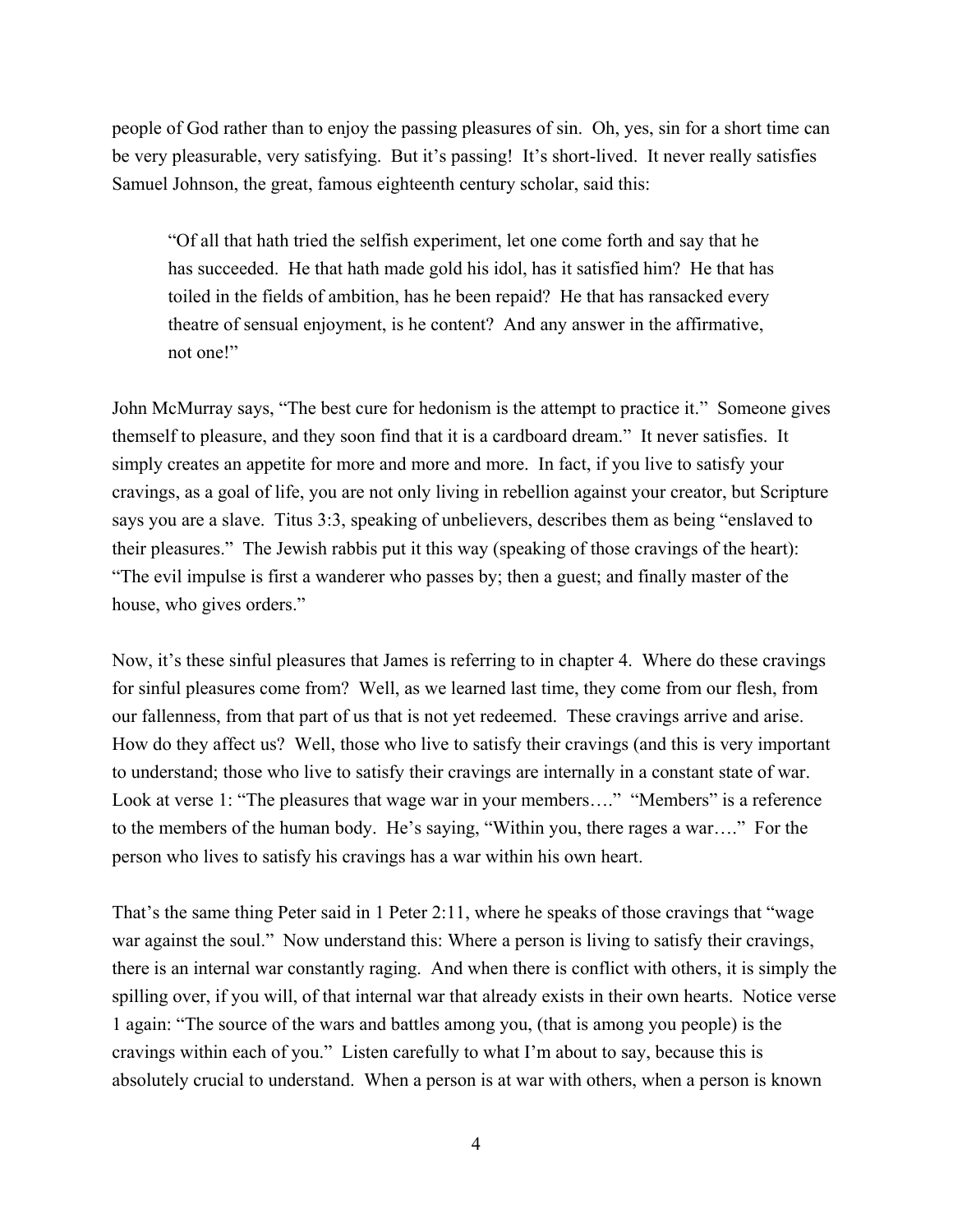people of God rather than to enjoy the passing pleasures of sin. Oh, yes, sin for a short time can be very pleasurable, very satisfying. But it's passing! It's short-lived. It never really satisfies Samuel Johnson, the great, famous eighteenth century scholar, said this:

> "Of all that hath tried the selfish experiment, let one come forth and say that he has succeeded. He that hath made gold his idol, has it satisfied him? He that has toiled in the fields of ambition, has he been repaid? He that has ransacked every theatre of sensual enjoyment, is he content? And any answer in the affirmative, not one!"

John McMurray says, "The best cure for hedonism is the attempt to practice it." Someone gives themself to pleasure, and they soon find that it is a cardboard dream." It never satisfies. It simply creates an appetite for more and more and more. In fact, if you live to satisfy your cravings, as a goal of life, you are not only living in rebellion against your creator, but Scripture says you are a slave. Titus 3:3, speaking of unbelievers, describes them as being "enslaved to their pleasures." The Jewish rabbis put it this way (speaking of those cravings of the heart): "The evil impulse is first a wanderer who passes by; then a guest; and finally master of the house, who gives orders."

Now, it's these sinful pleasures that James is referring to in chapter 4. Where do these cravings for sinful pleasures come from? Well, as we learned last time, they come from our flesh, from our fallenness, from that part of us that is not yet redeemed. These cravings arrive and arise. How do they affect us? Well, those who live to satisfy their cravings (and this is very important to understand; those who live to satisfy their cravings are internally in a constant state of war. Look at verse 1: "The pleasures that wage war in your members…." "Members" is a reference to the members of the human body. He's saying, "Within you, there rages a war…." For the person who lives to satisfy his cravings has a war within his own heart.

That's the same thing Peter said in 1 Peter 2:11, where he speaks of those cravings that "wage war against the soul." Now understand this: Where a person is living to satisfy their cravings, there is an internal war constantly raging. And when there is conflict with others, it is simply the spilling over, if you will, of that internal war that already exists in their own hearts. Notice verse 1 again: "The source of the wars and battles among you, (that is among you people) is the cravings within each of you." Listen carefully to what I'm about to say, because this is absolutely crucial to understand. When a person is at war with others, when a person is known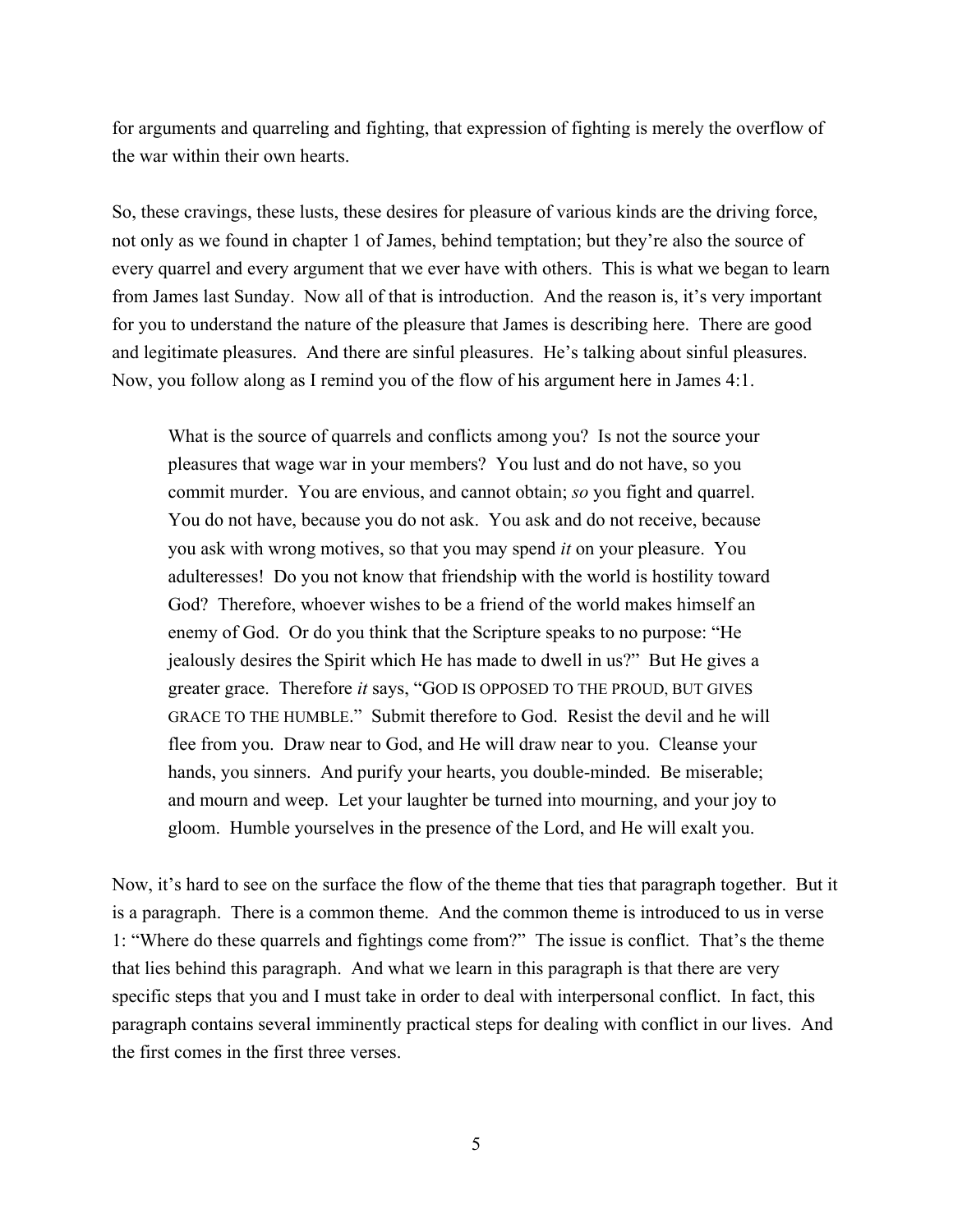for arguments and quarreling and fighting, that expression of fighting is merely the overflow of the war within their own hearts.

So, these cravings, these lusts, these desires for pleasure of various kinds are the driving force, not only as we found in chapter 1 of James, behind temptation; but they're also the source of every quarrel and every argument that we ever have with others. This is what we began to learn from James last Sunday. Now all of that is introduction. And the reason is, it's very important for you to understand the nature of the pleasure that James is describing here. There are good and legitimate pleasures. And there are sinful pleasures. He's talking about sinful pleasures. Now, you follow along as I remind you of the flow of his argument here in James 4:1.

> What is the source of quarrels and conflicts among you? Is not the source your pleasures that wage war in your members? You lust and do not have, so you commit murder. You are envious, and cannot obtain; *so* you fight and quarrel. You do not have, because you do not ask. You ask and do not receive, because you ask with wrong motives, so that you may spend *it* on your pleasure. You adulteresses! Do you not know that friendship with the world is hostility toward God? Therefore, whoever wishes to be a friend of the world makes himself an enemy of God. Or do you think that the Scripture speaks to no purpose: "He jealously desires the Spirit which He has made to dwell in us?" But He gives a greater grace. Therefore *it* says, "GOD IS OPPOSED TO THE PROUD, BUT GIVES GRACE TO THE HUMBLE." Submit therefore to God. Resist the devil and he will flee from you. Draw near to God, and He will draw near to you. Cleanse your hands, you sinners. And purify your hearts, you double-minded. Be miserable; and mourn and weep. Let your laughter be turned into mourning, and your joy to gloom. Humble yourselves in the presence of the Lord, and He will exalt you.

Now, it's hard to see on the surface the flow of the theme that ties that paragraph together. But it is a paragraph. There is a common theme. And the common theme is introduced to us in verse 1: "Where do these quarrels and fightings come from?" The issue is conflict. That's the theme that lies behind this paragraph. And what we learn in this paragraph is that there are very specific steps that you and I must take in order to deal with interpersonal conflict. In fact, this paragraph contains several imminently practical steps for dealing with conflict in our lives. And the first comes in the first three verses.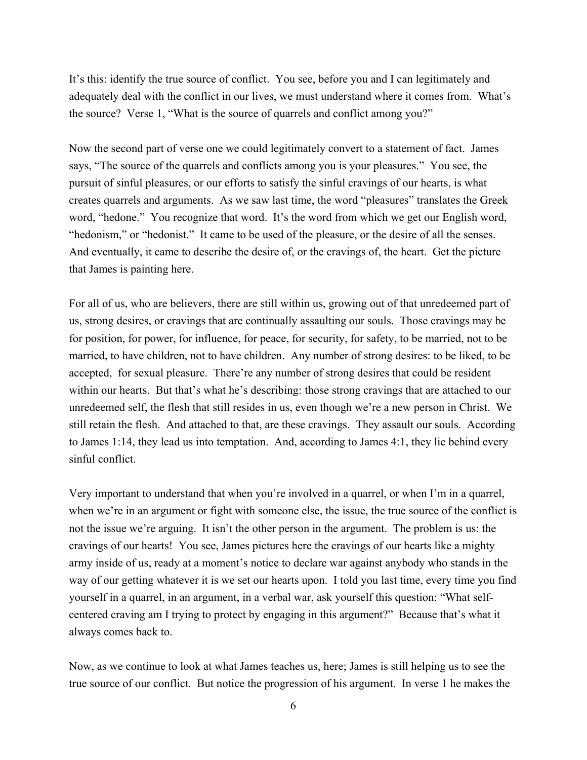It's this: identify the true source of conflict. You see, before you and I can legitimately and adequately deal with the conflict in our lives, we must understand where it comes from. What's the source? Verse 1, "What is the source of quarrels and conflict among you?"

Now the second part of verse one we could legitimately convert to a statement of fact. James says, "The source of the quarrels and conflicts among you is your pleasures." You see, the pursuit of sinful pleasures, or our efforts to satisfy the sinful cravings of our hearts, is what creates quarrels and arguments. As we saw last time, the word "pleasures" translates the Greek word, "hedone." You recognize that word. It's the word from which we get our English word, "hedonism," or "hedonist." It came to be used of the pleasure, or the desire of all the senses. And eventually, it came to describe the desire of, or the cravings of, the heart. Get the picture that James is painting here.

For all of us, who are believers, there are still within us, growing out of that unredeemed part of us, strong desires, or cravings that are continually assaulting our souls. Those cravings may be for position, for power, for influence, for peace, for security, for safety, to be married, not to be married, to have children, not to have children. Any number of strong desires: to be liked, to be accepted, for sexual pleasure. There're any number of strong desires that could be resident within our hearts. But that's what he's describing: those strong cravings that are attached to our unredeemed self, the flesh that still resides in us, even though we're a new person in Christ. We still retain the flesh. And attached to that, are these cravings. They assault our souls. According to James 1:14, they lead us into temptation. And, according to James 4:1, they lie behind every sinful conflict.

Very important to understand that when you're involved in a quarrel, or when I'm in a quarrel, when we're in an argument or fight with someone else, the issue, the true source of the conflict is not the issue we're arguing. It isn't the other person in the argument. The problem is us: the cravings of our hearts! You see, James pictures here the cravings of our hearts like a mighty army inside of us, ready at a moment's notice to declare war against anybody who stands in the way of our getting whatever it is we set our hearts upon. I told you last time, every time you find yourself in a quarrel, in an argument, in a verbal war, ask yourself this question: "What self-centered craving am I trying to protect by engaging in this argument?" Because that's what it always comes back to.

Now, as we continue to look at what James teaches us, here; James is still helping us to see the true source of our conflict. But notice the progression of his argument. In verse 1 he makes the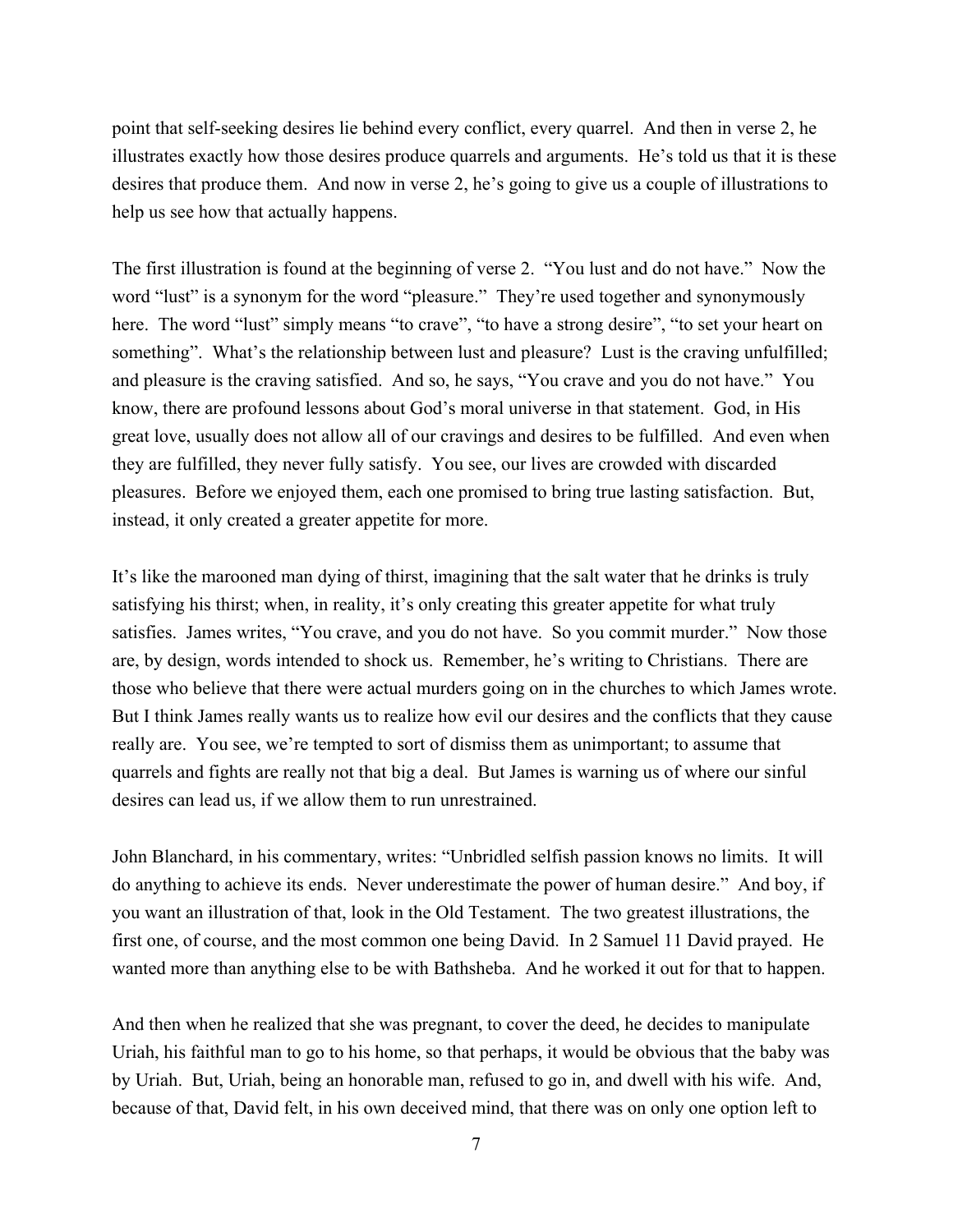point that self-seeking desires lie behind every conflict, every quarrel. And then in verse 2, he illustrates exactly how those desires produce quarrels and arguments. He's told us that it is these desires that produce them. And now in verse 2, he's going to give us a couple of illustrations to help us see how that actually happens.

The first illustration is found at the beginning of verse 2. "You lust and do not have." Now the word "lust" is a synonym for the word "pleasure." They're used together and synonymously here. The word "lust" simply means "to crave", "to have a strong desire", "to set your heart on something". What's the relationship between lust and pleasure? Lust is the craving unfulfilled; and pleasure is the craving satisfied. And so, he says, "You crave and you do not have." You know, there are profound lessons about God's moral universe in that statement. God, in His great love, usually does not allow all of our cravings and desires to be fulfilled. And even when they are fulfilled, they never fully satisfy. You see, our lives are crowded with discarded pleasures. Before we enjoyed them, each one promised to bring true lasting satisfaction. But, instead, it only created a greater appetite for more.

It's like the marooned man dying of thirst, imagining that the salt water that he drinks is truly satisfying his thirst; when, in reality, it's only creating this greater appetite for what truly satisfies. James writes, "You crave, and you do not have. So you commit murder." Now those are, by design, words intended to shock us. Remember, he's writing to Christians. There are those who believe that there were actual murders going on in the churches to which James wrote. But I think James really wants us to realize how evil our desires and the conflicts that they cause really are. You see, we're tempted to sort of dismiss them as unimportant; to assume that quarrels and fights are really not that big a deal. But James is warning us of where our sinful desires can lead us, if we allow them to run unrestrained.

John Blanchard, in his commentary, writes: "Unbridled selfish passion knows no limits. It will do anything to achieve its ends. Never underestimate the power of human desire." And boy, if you want an illustration of that, look in the Old Testament. The two greatest illustrations, the first one, of course, and the most common one being David. In 2 Samuel 11 David prayed. He wanted more than anything else to be with Bathsheba. And he worked it out for that to happen.

And then when he realized that she was pregnant, to cover the deed, he decides to manipulate Uriah, his faithful man to go to his home, so that perhaps, it would be obvious that the baby was by Uriah. But, Uriah, being an honorable man, refused to go in, and dwell with his wife. And, because of that, David felt, in his own deceived mind, that there was on only one option left to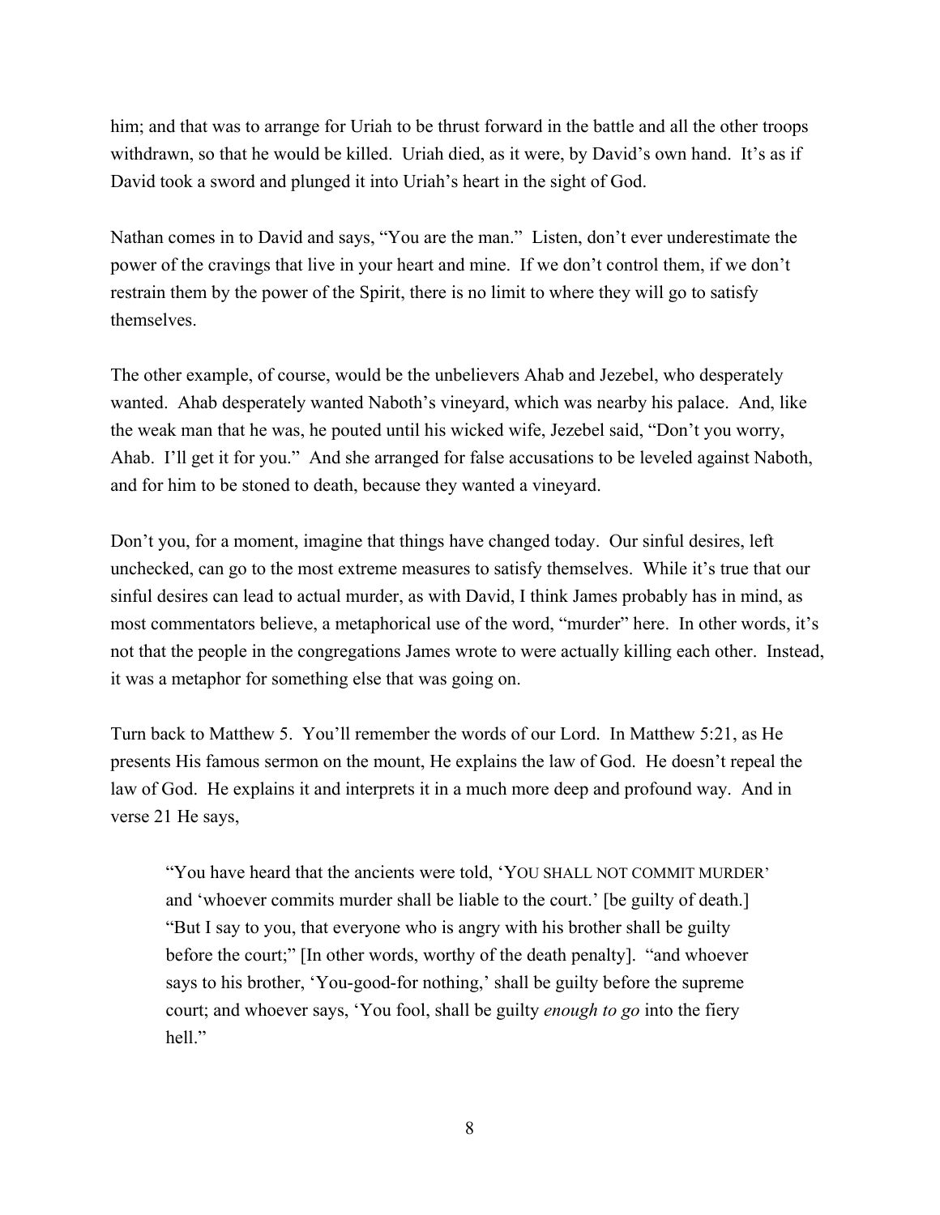him; and that was to arrange for Uriah to be thrust forward in the battle and all the other troops withdrawn, so that he would be killed. Uriah died, as it were, by David's own hand. It's as if David took a sword and plunged it into Uriah's heart in the sight of God.

Nathan comes in to David and says, "You are the man." Listen, don't ever underestimate the power of the cravings that live in your heart and mine. If we don't control them, if we don't restrain them by the power of the Spirit, there is no limit to where they will go to satisfy themselves.

The other example, of course, would be the unbelievers Ahab and Jezebel, who desperately wanted. Ahab desperately wanted Naboth's vineyard, which was nearby his palace. And, like the weak man that he was, he pouted until his wicked wife, Jezebel said, "Don't you worry, Ahab. I'll get it for you." And she arranged for false accusations to be leveled against Naboth, and for him to be stoned to death, because they wanted a vineyard.

Don't you, for a moment, imagine that things have changed today. Our sinful desires, left unchecked, can go to the most extreme measures to satisfy themselves. While it's true that our sinful desires can lead to actual murder, as with David, I think James probably has in mind, as most commentators believe, a metaphorical use of the word, "murder" here. In other words, it's not that the people in the congregations James wrote to were actually killing each other. Instead, it was a metaphor for something else that was going on.

Turn back to Matthew 5. You'll remember the words of our Lord. In Matthew 5:21, as He presents His famous sermon on the mount, He explains the law of God. He doesn't repeal the law of God. He explains it and interprets it in a much more deep and profound way. And in verse 21 He says,

> "You have heard that the ancients were told, 'YOU SHALL NOT COMMIT MURDER' and 'whoever commits murder shall be liable to the court.' [be guilty of death.] "But I say to you, that everyone who is angry with his brother shall be guilty before the court;" [In other words, worthy of the death penalty]. "and whoever says to his brother, 'You-good-for nothing,' shall be guilty before the supreme court; and whoever says, 'You fool, shall be guilty *enough to go* into the fiery hell."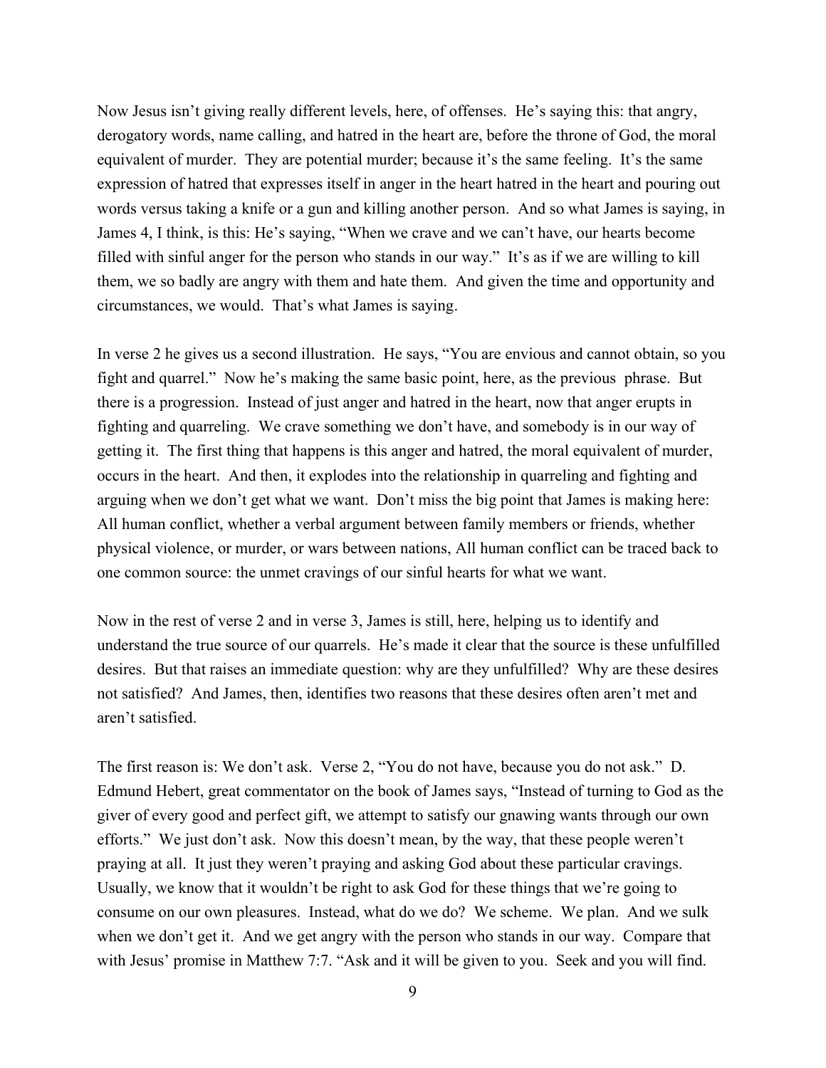Now Jesus isn't giving really different levels, here, of offenses. He's saying this: that angry, derogatory words, name calling, and hatred in the heart are, before the throne of God, the moral equivalent of murder. They are potential murder; because it's the same feeling. It's the same expression of hatred that expresses itself in anger in the heart hatred in the heart and pouring out words versus taking a knife or a gun and killing another person. And so what James is saying, in James 4, I think, is this: He's saying, "When we crave and we can't have, our hearts become filled with sinful anger for the person who stands in our way." It's as if we are willing to kill them, we so badly are angry with them and hate them. And given the time and opportunity and circumstances, we would. That's what James is saying.

In verse 2 he gives us a second illustration. He says, "You are envious and cannot obtain, so you fight and quarrel." Now he's making the same basic point, here, as the previous phrase. But there is a progression. Instead of just anger and hatred in the heart, now that anger erupts in fighting and quarreling. We crave something we don't have, and somebody is in our way of getting it. The first thing that happens is this anger and hatred, the moral equivalent of murder, occurs in the heart. And then, it explodes into the relationship in quarreling and fighting and arguing when we don't get what we want. Don't miss the big point that James is making here: All human conflict, whether a verbal argument between family members or friends, whether physical violence, or murder, or wars between nations, All human conflict can be traced back to one common source: the unmet cravings of our sinful hearts for what we want.

Now in the rest of verse 2 and in verse 3, James is still, here, helping us to identify and understand the true source of our quarrels. He's made it clear that the source is these unfulfilled desires. But that raises an immediate question: why are they unfulfilled? Why are these desires not satisfied? And James, then, identifies two reasons that these desires often aren't met and aren't satisfied.

The first reason is: We don't ask. Verse 2, "You do not have, because you do not ask." D. Edmund Hebert, great commentator on the book of James says, "Instead of turning to God as the giver of every good and perfect gift, we attempt to satisfy our gnawing wants through our own efforts." We just don't ask. Now this doesn't mean, by the way, that these people weren't praying at all. It just they weren't praying and asking God about these particular cravings. Usually, we know that it wouldn't be right to ask God for these things that we're going to consume on our own pleasures. Instead, what do we do? We scheme. We plan. And we sulk when we don't get it. And we get angry with the person who stands in our way. Compare that with Jesus' promise in Matthew 7:7. "Ask and it will be given to you. Seek and you will find.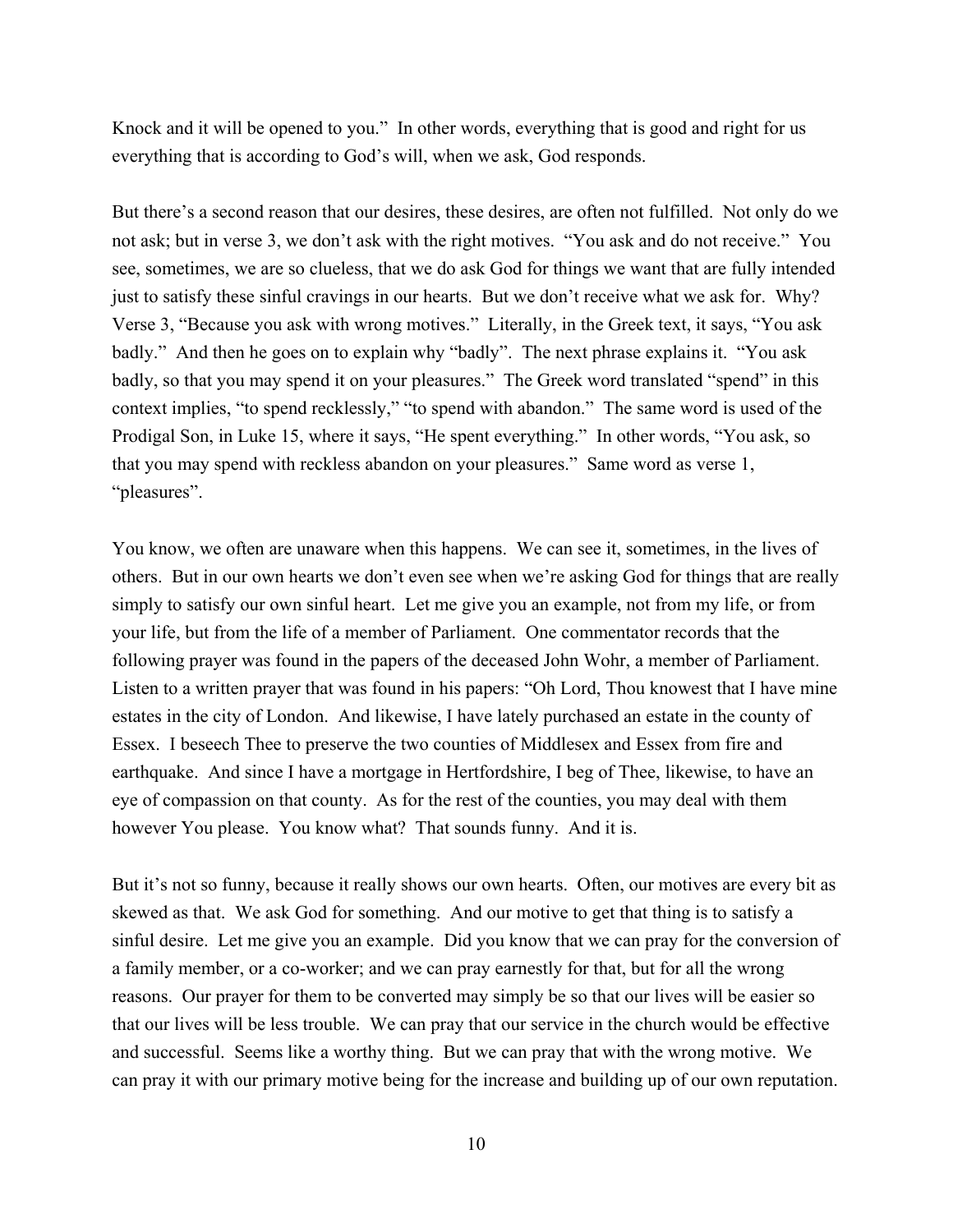Knock and it will be opened to you." In other words, everything that is good and right for us everything that is according to God's will, when we ask, God responds.

But there's a second reason that our desires, these desires, are often not fulfilled. Not only do we not ask; but in verse 3, we don't ask with the right motives. "You ask and do not receive." You see, sometimes, we are so clueless, that we do ask God for things we want that are fully intended just to satisfy these sinful cravings in our hearts. But we don't receive what we ask for. Why? Verse 3, "Because you ask with wrong motives." Literally, in the Greek text, it says, "You ask badly." And then he goes on to explain why "badly". The next phrase explains it. "You ask badly, so that you may spend it on your pleasures." The Greek word translated "spend" in this context implies, "to spend recklessly," "to spend with abandon." The same word is used of the Prodigal Son, in Luke 15, where it says, "He spent everything." In other words, "You ask, so that you may spend with reckless abandon on your pleasures." Same word as verse 1, "pleasures".

You know, we often are unaware when this happens. We can see it, sometimes, in the lives of others. But in our own hearts we don't even see when we're asking God for things that are really simply to satisfy our own sinful heart. Let me give you an example, not from my life, or from your life, but from the life of a member of Parliament. One commentator records that the following prayer was found in the papers of the deceased John Wohr, a member of Parliament. Listen to a written prayer that was found in his papers: "Oh Lord, Thou knowest that I have mine estates in the city of London. And likewise, I have lately purchased an estate in the county of Essex. I beseech Thee to preserve the two counties of Middlesex and Essex from fire and earthquake. And since I have a mortgage in Hertfordshire, I beg of Thee, likewise, to have an eye of compassion on that county. As for the rest of the counties, you may deal with them however You please. You know what? That sounds funny. And it is.

But it's not so funny, because it really shows our own hearts. Often, our motives are every bit as skewed as that. We ask God for something. And our motive to get that thing is to satisfy a sinful desire. Let me give you an example. Did you know that we can pray for the conversion of a family member, or a co-worker; and we can pray earnestly for that, but for all the wrong reasons. Our prayer for them to be converted may simply be so that our lives will be easier so that our lives will be less trouble. We can pray that our service in the church would be effective and successful. Seems like a worthy thing. But we can pray that with the wrong motive. We can pray it with our primary motive being for the increase and building up of our own reputation.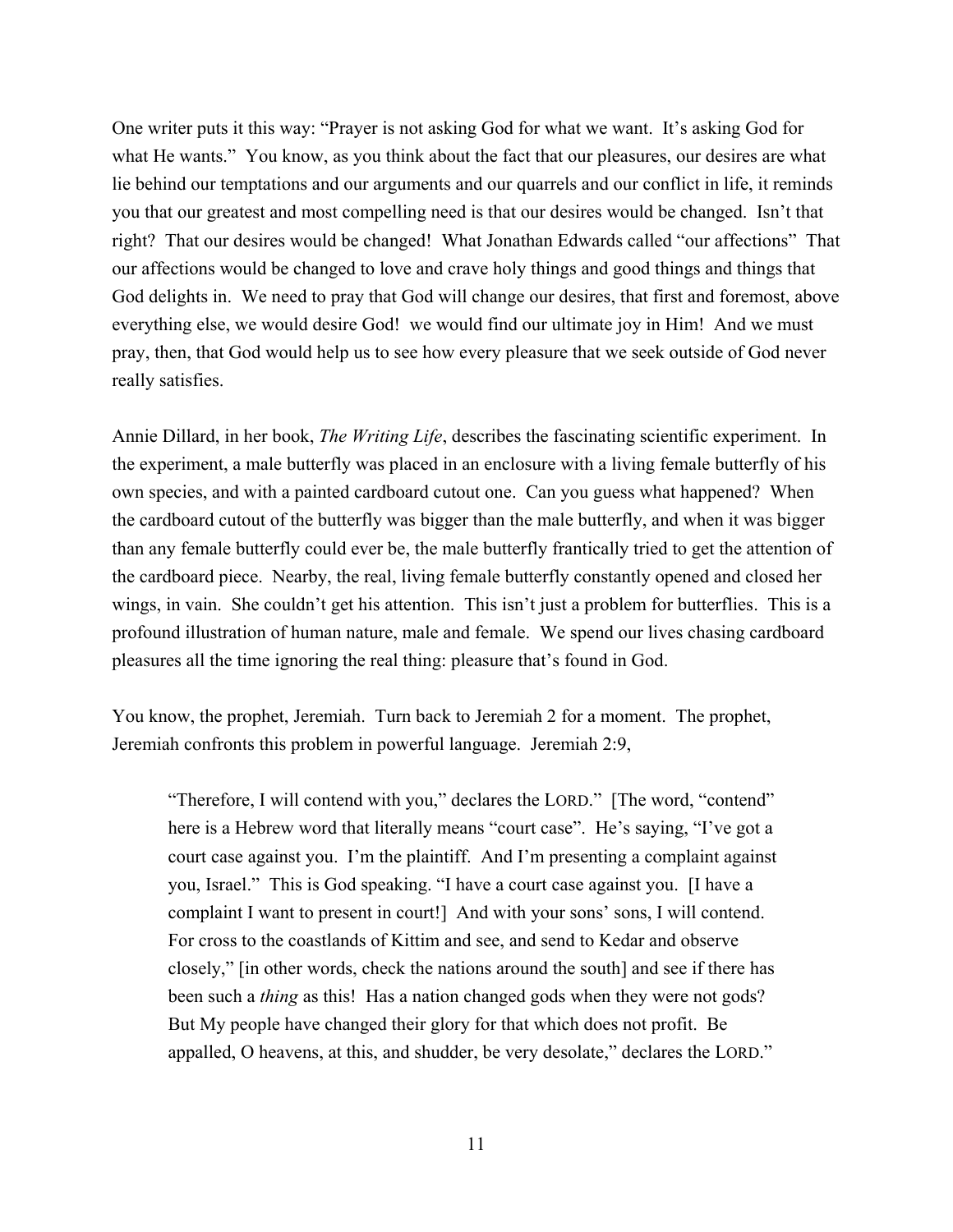One writer puts it this way: "Prayer is not asking God for what we want. It's asking God for what He wants." You know, as you think about the fact that our pleasures, our desires are what lie behind our temptations and our arguments and our quarrels and our conflict in life, it reminds you that our greatest and most compelling need is that our desires would be changed. Isn't that right? That our desires would be changed! What Jonathan Edwards called "our affections" That our affections would be changed to love and crave holy things and good things and things that God delights in. We need to pray that God will change our desires, that first and foremost, above everything else, we would desire God! we would find our ultimate joy in Him! And we must pray, then, that God would help us to see how every pleasure that we seek outside of God never really satisfies.

Annie Dillard, in her book, *The Writing Life*, describes the fascinating scientific experiment. In the experiment, a male butterfly was placed in an enclosure with a living female butterfly of his own species, and with a painted cardboard cutout one. Can you guess what happened? When the cardboard cutout of the butterfly was bigger than the male butterfly, and when it was bigger than any female butterfly could ever be, the male butterfly frantically tried to get the attention of the cardboard piece. Nearby, the real, living female butterfly constantly opened and closed her wings, in vain. She couldn't get his attention. This isn't just a problem for butterflies. This is a profound illustration of human nature, male and female. We spend our lives chasing cardboard pleasures all the time ignoring the real thing: pleasure that's found in God.

You know, the prophet, Jeremiah. Turn back to Jeremiah 2 for a moment. The prophet, Jeremiah confronts this problem in powerful language. Jeremiah 2:9,

> "Therefore, I will contend with you," declares the LORD." [The word, "contend" here is a Hebrew word that literally means "court case". He's saying, "I've got a court case against you. I'm the plaintiff. And I'm presenting a complaint against you, Israel." This is God speaking. "I have a court case against you. [I have a complaint I want to present in court!] And with your sons' sons, I will contend. For cross to the coastlands of Kittim and see, and send to Kedar and observe closely," [in other words, check the nations around the south] and see if there has been such a *thing* as this! Has a nation changed gods when they were not gods? But My people have changed their glory for that which does not profit. Be appalled, O heavens, at this, and shudder, be very desolate," declares the LORD."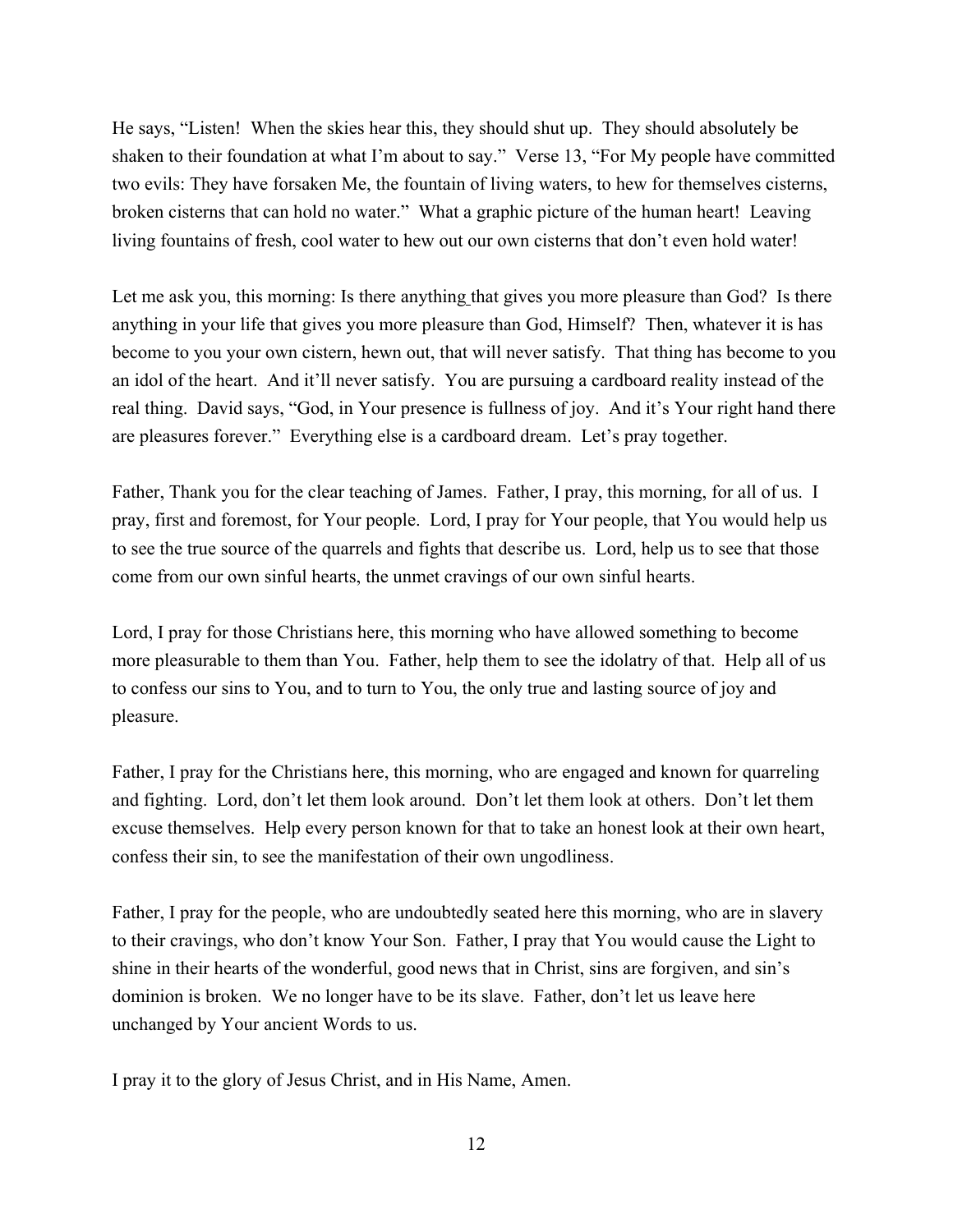He says, "Listen! When the skies hear this, they should shut up. They should absolutely be shaken to their foundation at what I'm about to say." Verse 13, "For My people have committed two evils: They have forsaken Me, the fountain of living waters, to hew for themselves cisterns, broken cisterns that can hold no water." What a graphic picture of the human heart! Leaving living fountains of fresh, cool water to hew out our own cisterns that don't even hold water!

Let me ask you, this morning: Is there anything that gives you more pleasure than God? Is there anything in your life that gives you more pleasure than God, Himself? Then, whatever it is has become to you your own cistern, hewn out, that will never satisfy. That thing has become to you an idol of the heart. And it'll never satisfy. You are pursuing a cardboard reality instead of the real thing. David says, "God, in Your presence is fullness of joy. And it's Your right hand there are pleasures forever." Everything else is a cardboard dream. Let's pray together.

Father, Thank you for the clear teaching of James. Father, I pray, this morning, for all of us. I pray, first and foremost, for Your people. Lord, I pray for Your people, that You would help us to see the true source of the quarrels and fights that describe us. Lord, help us to see that those come from our own sinful hearts, the unmet cravings of our own sinful hearts.

Lord, I pray for those Christians here, this morning who have allowed something to become more pleasurable to them than You. Father, help them to see the idolatry of that. Help all of us to confess our sins to You, and to turn to You, the only true and lasting source of joy and pleasure.

Father, I pray for the Christians here, this morning, who are engaged and known for quarreling and fighting. Lord, don't let them look around. Don't let them look at others. Don't let them excuse themselves. Help every person known for that to take an honest look at their own heart, confess their sin, to see the manifestation of their own ungodliness.

Father, I pray for the people, who are undoubtedly seated here this morning, who are in slavery to their cravings, who don't know Your Son. Father, I pray that You would cause the Light to shine in their hearts of the wonderful, good news that in Christ, sins are forgiven, and sin's dominion is broken. We no longer have to be its slave. Father, don't let us leave here unchanged by Your ancient Words to us.

I pray it to the glory of Jesus Christ, and in His Name, Amen.